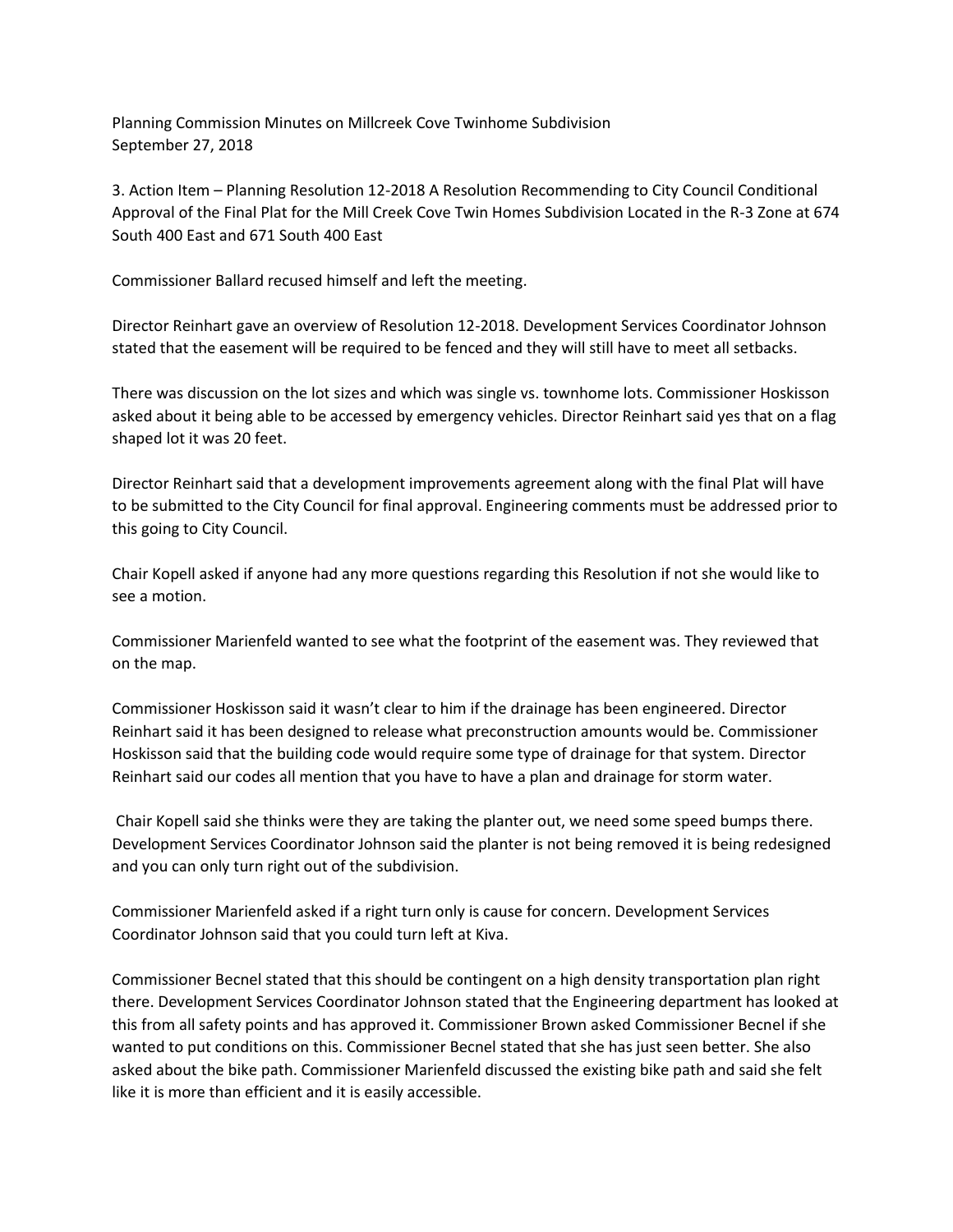Planning Commission Minutes on Millcreek Cove Twinhome Subdivision
September 27, 2018

3. Action Item – Planning Resolution 12-2018 A Resolution Recommending to City Council Conditional Approval of the Final Plat for the Mill Creek Cove Twin Homes Subdivision Located in the R-3 Zone at 674 South 400 East and 671 South 400 East

Commissioner Ballard recused himself and left the meeting.

Director Reinhart gave an overview of Resolution 12-2018. Development Services Coordinator Johnson stated that the easement will be required to be fenced and they will still have to meet all setbacks.

There was discussion on the lot sizes and which was single vs. townhome lots. Commissioner Hoskisson asked about it being able to be accessed by emergency vehicles. Director Reinhart said yes that on a flag shaped lot it was 20 feet.

Director Reinhart said that a development improvements agreement along with the final Plat will have to be submitted to the City Council for final approval. Engineering comments must be addressed prior to this going to City Council.

Chair Kopell asked if anyone had any more questions regarding this Resolution if not she would like to see a motion.

Commissioner Marienfeld wanted to see what the footprint of the easement was. They reviewed that on the map.

Commissioner Hoskisson said it wasn't clear to him if the drainage has been engineered. Director Reinhart said it has been designed to release what preconstruction amounts would be. Commissioner Hoskisson said that the building code would require some type of drainage for that system. Director Reinhart said our codes all mention that you have to have a plan and drainage for storm water.

Chair Kopell said she thinks were they are taking the planter out, we need some speed bumps there. Development Services Coordinator Johnson said the planter is not being removed it is being redesigned and you can only turn right out of the subdivision.

Commissioner Marienfeld asked if a right turn only is cause for concern. Development Services Coordinator Johnson said that you could turn left at Kiva.

Commissioner Becnel stated that this should be contingent on a high density transportation plan right there. Development Services Coordinator Johnson stated that the Engineering department has looked at this from all safety points and has approved it. Commissioner Brown asked Commissioner Becnel if she wanted to put conditions on this. Commissioner Becnel stated that she has just seen better. She also asked about the bike path. Commissioner Marienfeld discussed the existing bike path and said she felt like it is more than efficient and it is easily accessible.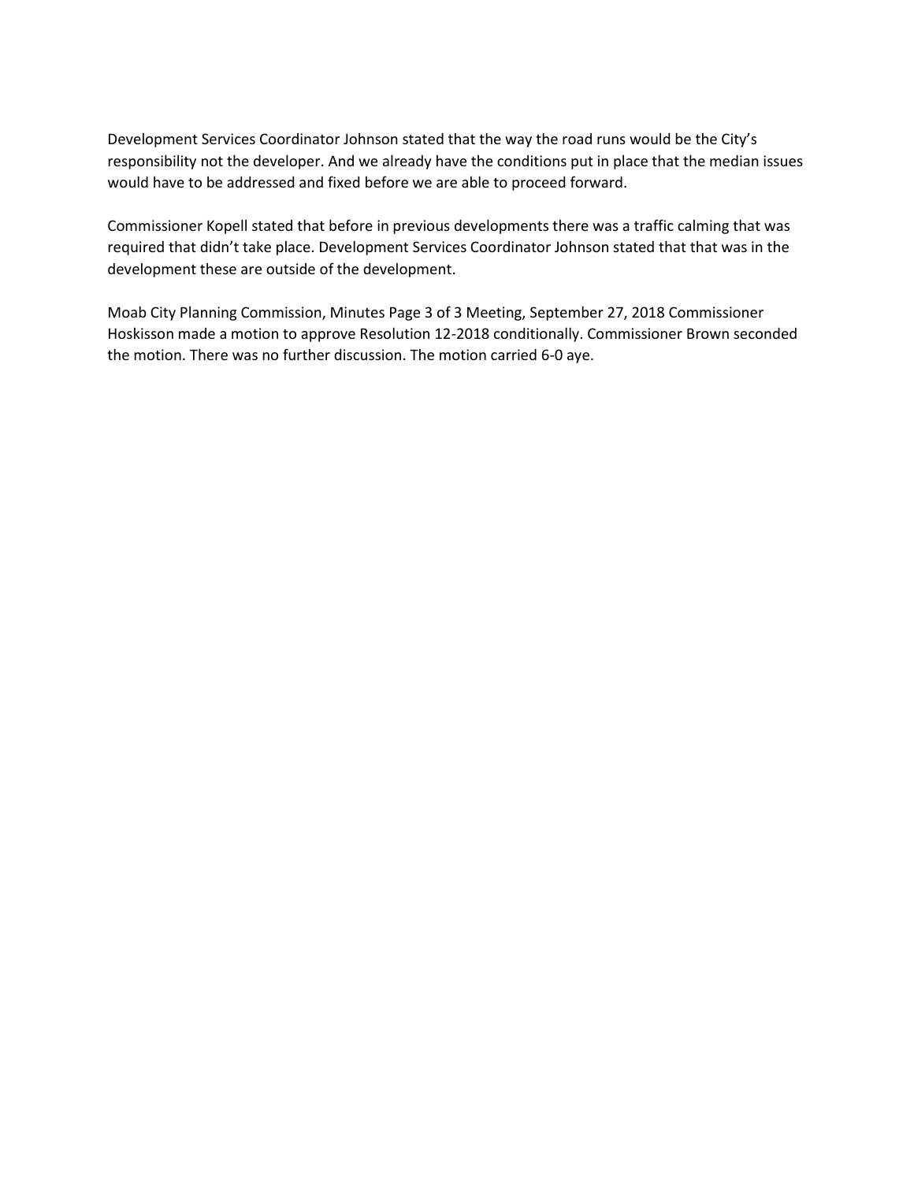Development Services Coordinator Johnson stated that the way the road runs would be the City's responsibility not the developer. And we already have the conditions put in place that the median issues would have to be addressed and fixed before we are able to proceed forward.

Commissioner Kopell stated that before in previous developments there was a traffic calming that was required that didn't take place. Development Services Coordinator Johnson stated that that was in the development these are outside of the development.

Moab City Planning Commission, Minutes Page 3 of 3 Meeting, September 27, 2018 Commissioner Hoskisson made a motion to approve Resolution 12-2018 conditionally. Commissioner Brown seconded the motion. There was no further discussion. The motion carried 6-0 aye.